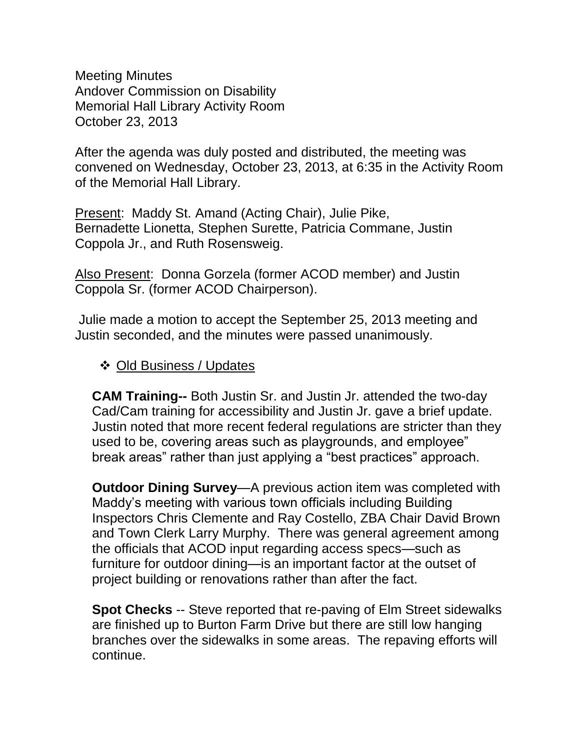Meeting Minutes
Andover Commission on Disability
Memorial Hall Library Activity Room
October 23, 2013

After the agenda was duly posted and distributed, the meeting was convened on Wednesday, October 23, 2013, at 6:35 in the Activity Room of the Memorial Hall Library.

Present: Maddy St. Amand (Acting Chair), Julie Pike, Bernadette Lionetta, Stephen Surette, Patricia Commane, Justin Coppola Jr., and Ruth Rosensweig.

Also Present: Donna Gorzela (former ACOD member) and Justin Coppola Sr. (former ACOD Chairperson).

Julie made a motion to accept the September 25, 2013 meeting and Justin seconded, and the minutes were passed unanimously.

- Old Business / Updates

**CAM Training--** Both Justin Sr. and Justin Jr. attended the two-day Cad/Cam training for accessibility and Justin Jr. gave a brief update. Justin noted that more recent federal regulations are stricter than they used to be, covering areas such as playgrounds, and employee" break areas" rather than just applying a "best practices" approach.

**Outdoor Dining Survey**—A previous action item was completed with Maddy's meeting with various town officials including Building Inspectors Chris Clemente and Ray Costello, ZBA Chair David Brown and Town Clerk Larry Murphy. There was general agreement among the officials that ACOD input regarding access specs—such as furniture for outdoor dining—is an important factor at the outset of project building or renovations rather than after the fact.

**Spot Checks** -- Steve reported that re-paving of Elm Street sidewalks are finished up to Burton Farm Drive but there are still low hanging branches over the sidewalks in some areas. The repaving efforts will continue.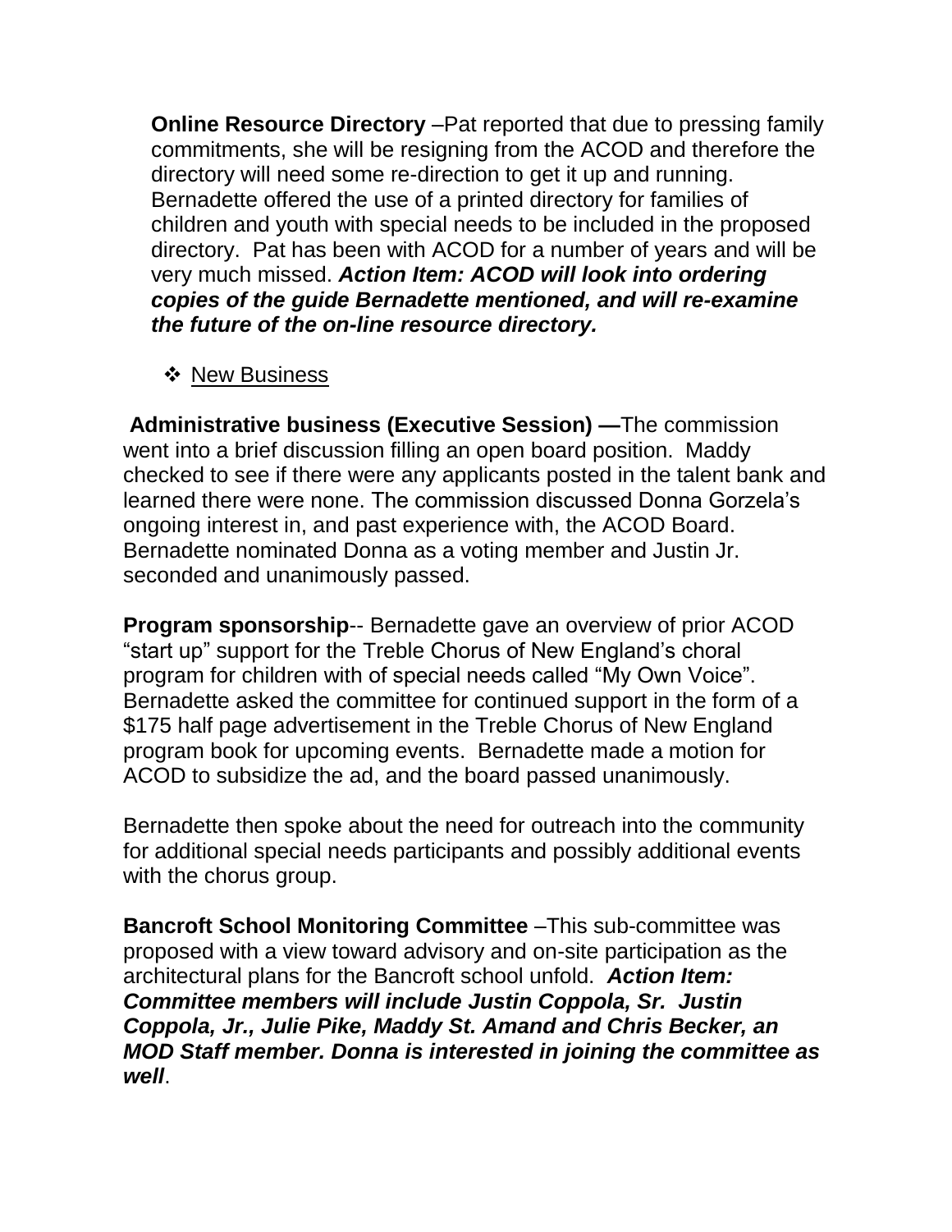**Online Resource Directory** –Pat reported that due to pressing family commitments, she will be resigning from the ACOD and therefore the directory will need some re-direction to get it up and running. Bernadette offered the use of a printed directory for families of children and youth with special needs to be included in the proposed directory. Pat has been with ACOD for a number of years and will be very much missed. ***Action Item: ACOD will look into ordering copies of the guide Bernadette mentioned, and will re-examine the future of the on-line resource directory.***

- New Business

**Administrative business (Executive Session) —**The commission went into a brief discussion filling an open board position. Maddy checked to see if there were any applicants posted in the talent bank and learned there were none. The commission discussed Donna Gorzela's ongoing interest in, and past experience with, the ACOD Board. Bernadette nominated Donna as a voting member and Justin Jr. seconded and unanimously passed.

**Program sponsorship**-- Bernadette gave an overview of prior ACOD "start up" support for the Treble Chorus of New England's choral program for children with of special needs called "My Own Voice". Bernadette asked the committee for continued support in the form of a $175 half page advertisement in the Treble Chorus of New England program book for upcoming events. Bernadette made a motion for ACOD to subsidize the ad, and the board passed unanimously.

Bernadette then spoke about the need for outreach into the community for additional special needs participants and possibly additional events with the chorus group.

**Bancroft School Monitoring Committee** –This sub-committee was proposed with a view toward advisory and on-site participation as the architectural plans for the Bancroft school unfold. ***Action Item: Committee members will include Justin Coppola, Sr. Justin Coppola, Jr., Julie Pike, Maddy St. Amand and Chris Becker, an MOD Staff member. Donna is interested in joining the committee as well***.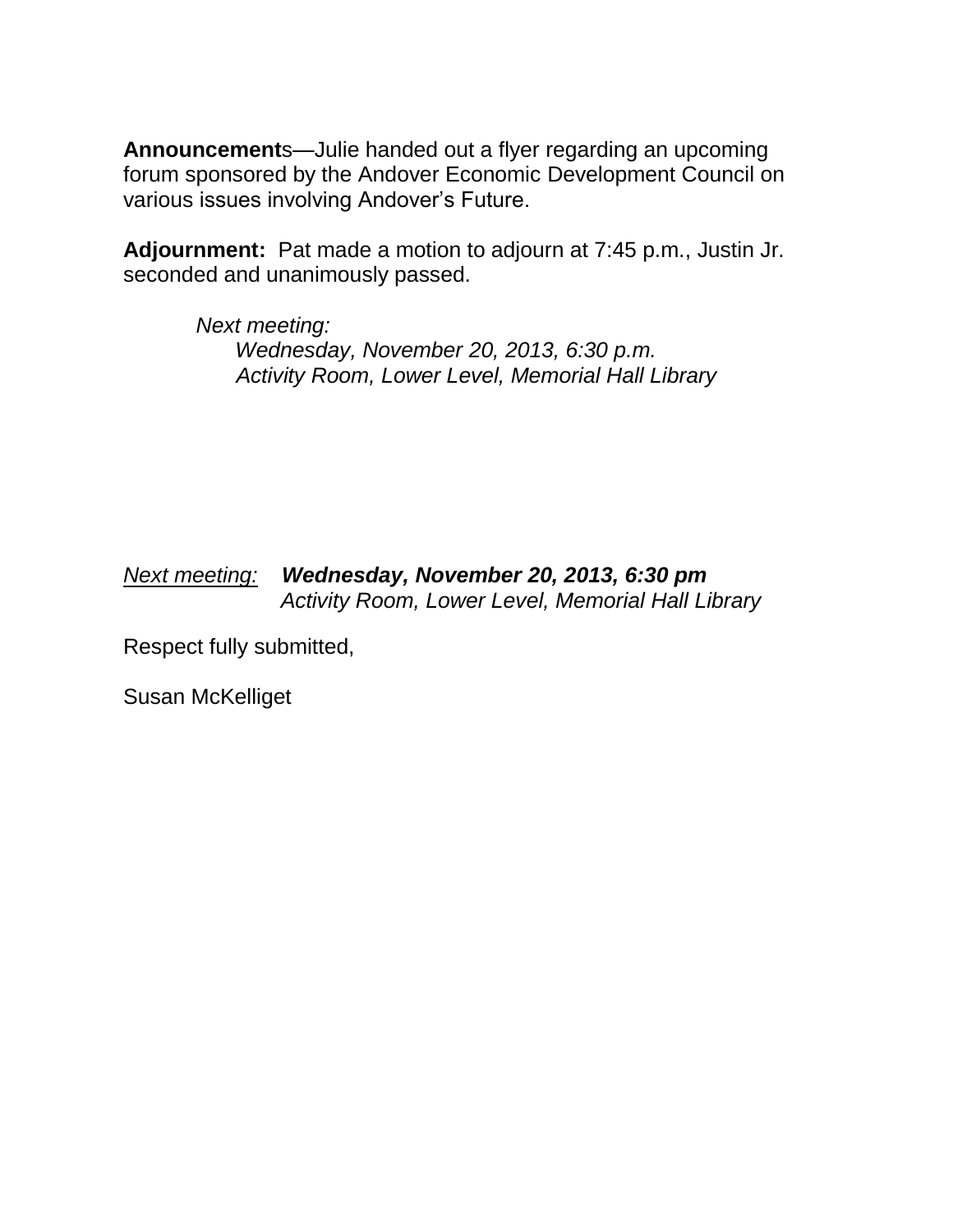**Announcement**s—Julie handed out a flyer regarding an upcoming forum sponsored by the Andover Economic Development Council on various issues involving Andover's Future.

**Adjournment:** Pat made a motion to adjourn at 7:45 p.m., Justin Jr. seconded and unanimously passed.

*Next meeting:*
*Wednesday, November 20, 2013, 6:30 p.m.*
*Activity Room, Lower Level, Memorial Hall Library*

*Next meeting:* ***Wednesday, November 20, 2013, 6:30 pm***
*Activity Room, Lower Level, Memorial Hall Library*

Respect fully submitted,

Susan McKelliget